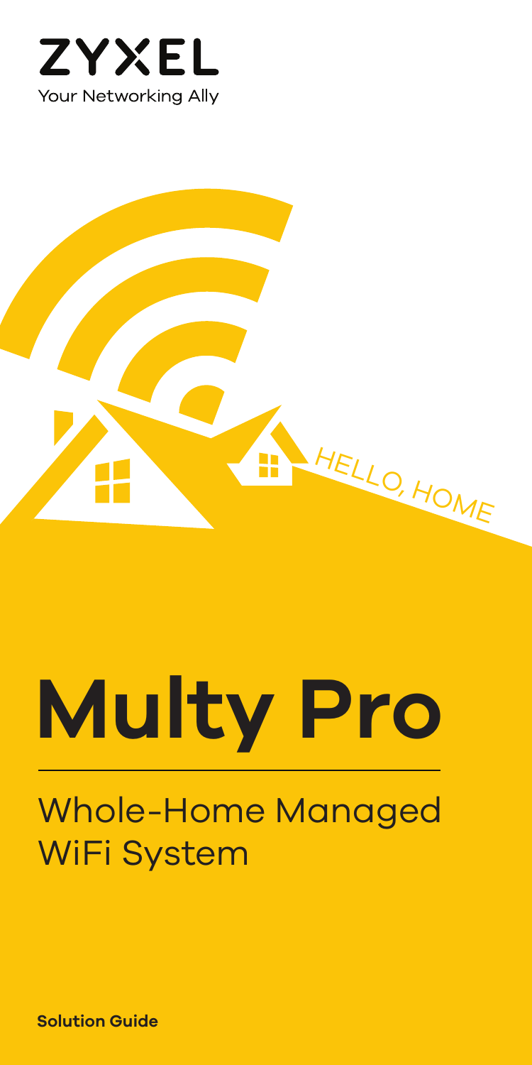ZYXEL

Your Networking Ally

HELLO, HOME

# Multy Pro

## Whole-Home Managed WiFi System

**Solution Guide**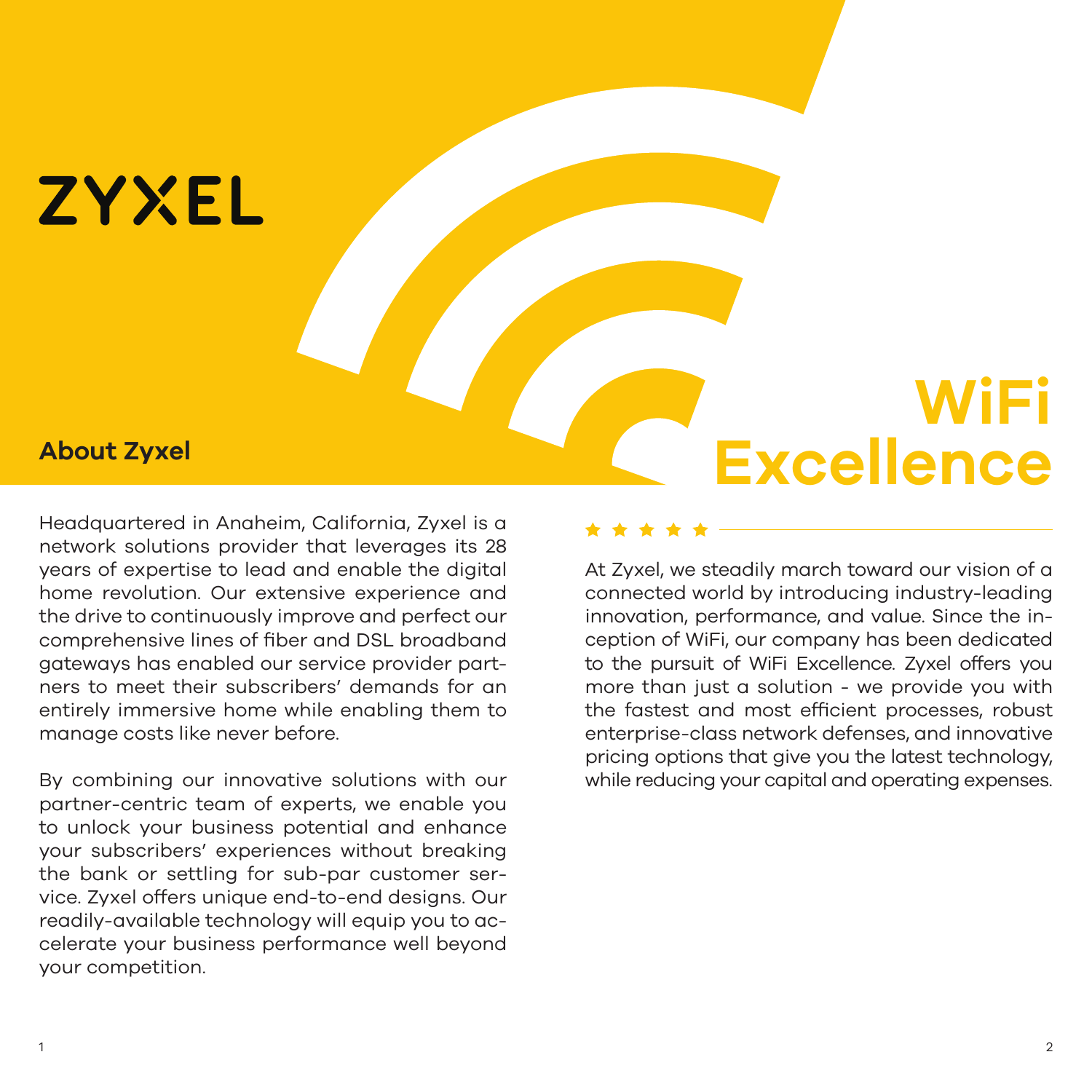ZYXEL

## About Zyxel

Headquartered in Anaheim, California, Zyxel is a network solutions provider that leverages its 28 years of expertise to lead and enable the digital home revolution. Our extensive experience and the drive to continuously improve and perfect our comprehensive lines of fiber and DSL broadband gateways has enabled our service provider partners to meet their subscribers' demands for an entirely immersive home while enabling them to manage costs like never before.

By combining our innovative solutions with our partner-centric team of experts, we enable you to unlock your business potential and enhance your subscribers' experiences without breaking the bank or settling for sub-par customer service. Zyxel offers unique end-to-end designs. Our readily-available technology will equip you to accelerate your business performance well beyond your competition.

## WiFi Excellence

★ ★ ★ ★ ★

At Zyxel, we steadily march toward our vision of a connected world by introducing industry-leading innovation, performance, and value. Since the inception of WiFi, our company has been dedicated to the pursuit of WiFi Excellence. Zyxel offers you more than just a solution - we provide you with the fastest and most efficient processes, robust enterprise-class network defenses, and innovative pricing options that give you the latest technology, while reducing your capital and operating expenses.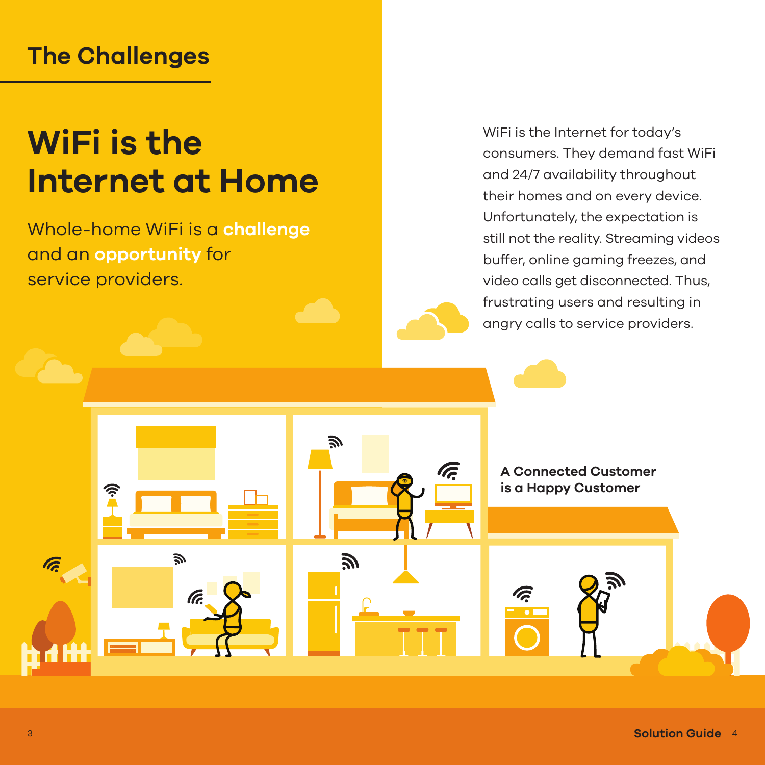## The Challenges

# WiFi is the Internet at Home

Whole-home WiFi is a **challenge** and an **opportunity** for service providers.

WiFi is the Internet for today's consumers. They demand fast WiFi and 24/7 availability throughout their homes and on every device. Unfortunately, the expectation is still not the reality. Streaming videos buffer, online gaming freezes, and video calls get disconnected. Thus, frustrating users and resulting in angry calls to service providers.

**A Connected Customer is a Happy Customer**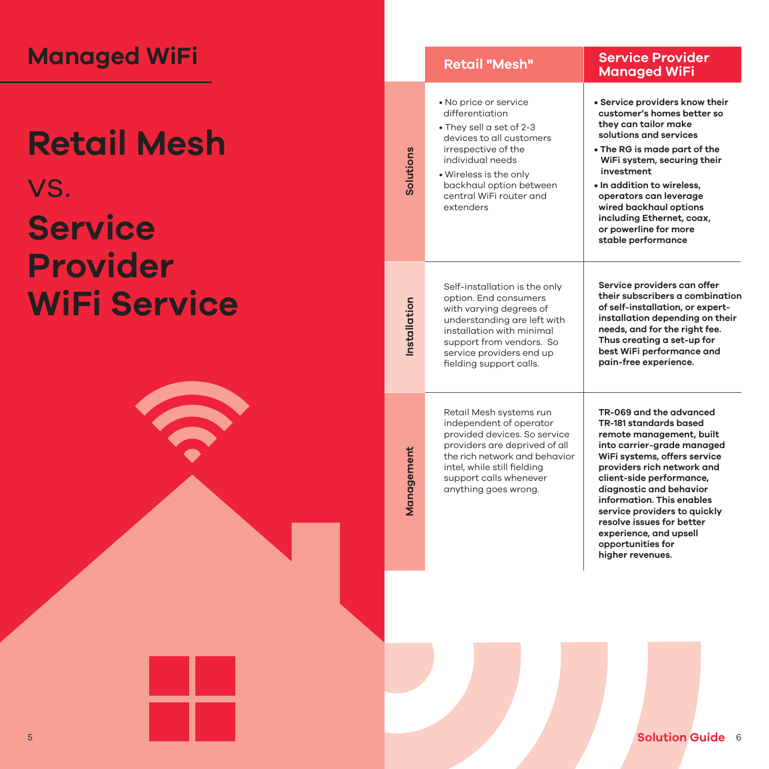## Managed WiFi

# Retail Mesh vs. Service Provider WiFi Service

| | Retail "Mesh" | Service Provider Managed WiFi |
|---|---|---|
| **Solutions** | • No price or service differentiation<br>• They sell a set of 2-3 devices to all customers irrespective of the individual needs<br>• Wireless is the only backhaul option between central WiFi router and extenders | **• Service providers know their customer's homes better so they can tailor make solutions and services**<br>**• The RG is made part of the WiFi system, securing their investment**<br>**• In addition to wireless, operators can leverage wired backhaul options including Ethernet, coax, or powerline for more stable performance** |
| **Installation** | Self-installation is the only option. End consumers with varying degrees of understanding are left with installation with minimal support from vendors. So service providers end up fielding support calls. | **Service providers can offer their subscribers a combination of self-installation, or expert-installation depending on their needs, and for the right fee. Thus creating a set-up for best WiFi performance and pain-free experience.** |
| **Management** | Retail Mesh systems run independent of operator provided devices. So service providers are deprived of all the rich network and behavior intel, while still fielding support calls whenever anything goes wrong. | **TR-069 and the advanced TR-181 standards based remote management, built into carrier-grade managed WiFi systems, offers service providers rich network and client-side performance, diagnostic and behavior information. This enables service providers to quickly resolve issues for better experience, and upsell opportunities for higher revenues.** |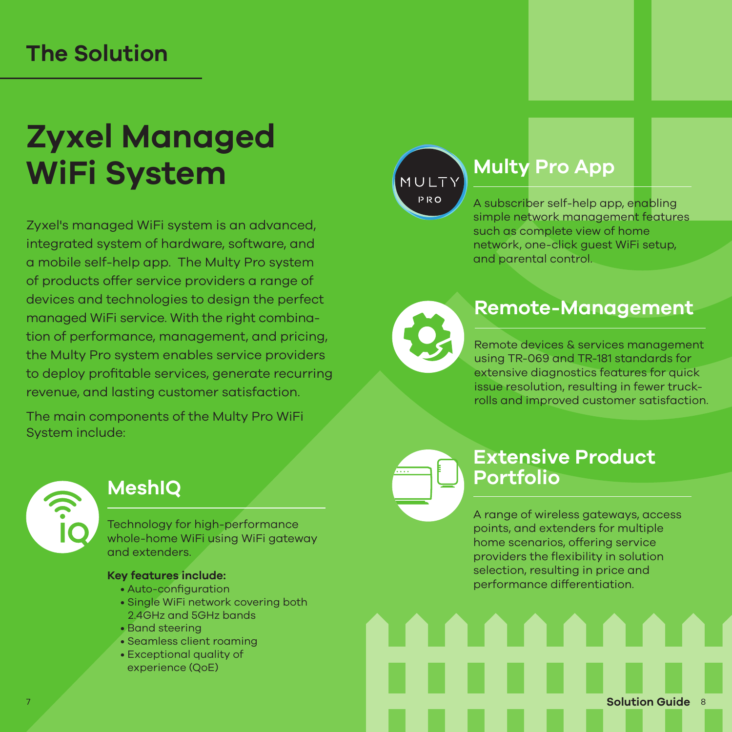## The Solution

# Zyxel Managed WiFi System

Zyxel's managed WiFi system is an advanced, integrated system of hardware, software, and a mobile self-help app. The Multy Pro system of products offer service providers a range of devices and technologies to design the perfect managed WiFi service. With the right combination of performance, management, and pricing, the Multy Pro system enables service providers to deploy profitable services, generate recurring revenue, and lasting customer satisfaction.

The main components of the Multy Pro WiFi System include:

### MeshIQ

Technology for high-performance whole-home WiFi using WiFi gateway and extenders.

**Key features include:**

- Auto-configuration
- Single WiFi network covering both 2.4GHz and 5GHz bands
- Band steering
- Seamless client roaming
- Exceptional quality of experience (QoE)

### Multy Pro App

A subscriber self-help app, enabling simple network management features such as complete view of home network, one-click guest WiFi setup, and parental control.

### Remote-Management

Remote devices & services management using TR-069 and TR-181 standards for extensive diagnostics features for quick issue resolution, resulting in fewer truck-rolls and improved customer satisfaction.

### Extensive Product Portfolio

A range of wireless gateways, access points, and extenders for multiple home scenarios, offering service providers the flexibility in solution selection, resulting in price and performance differentiation.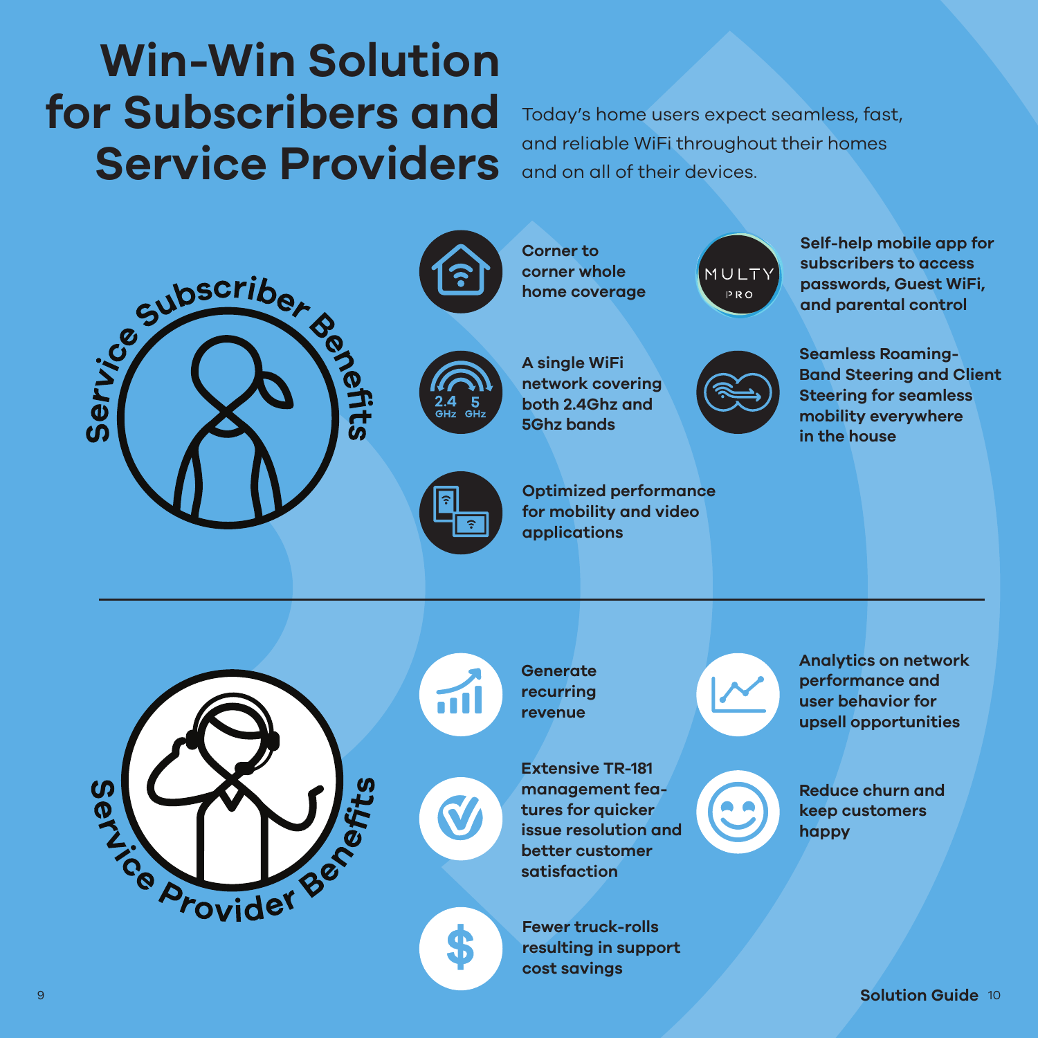# Win-Win Solution for Subscribers and Service Providers

Today's home users expect seamless, fast, and reliable WiFi throughout their homes and on all of their devices.

## Service Subscriber Benefits

- **Corner to corner whole home coverage**
- **Self-help mobile app for subscribers to access passwords, Guest WiFi, and parental control**
- **A single WiFi network covering both 2.4Ghz and 5Ghz bands**
- **Seamless Roaming-Band Steering and Client Steering for seamless mobility everywhere in the house**
- **Optimized performance for mobility and video applications**

## Service Provider Benefits

- **Generate recurring revenue**
- **Analytics on network performance and user behavior for upsell opportunities**
- **Extensive TR-181 management features for quicker issue resolution and better customer satisfaction**
- **Reduce churn and keep customers happy**
- **Fewer truck-rolls resulting in support cost savings**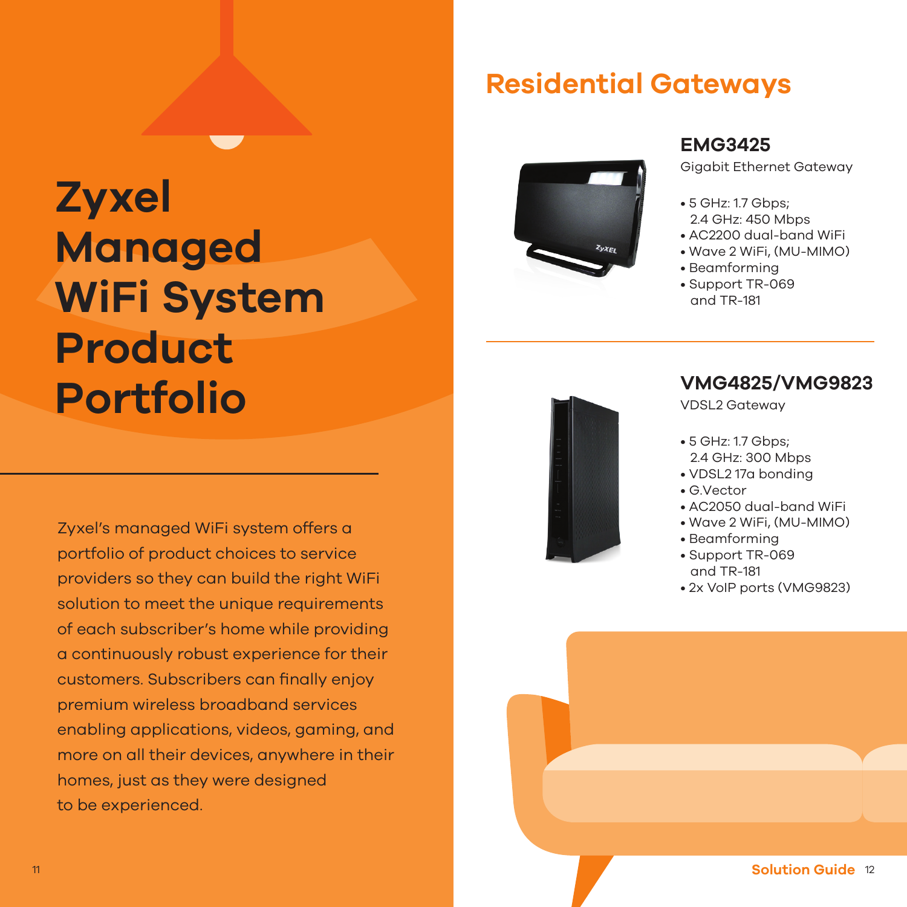# Zyxel Managed WiFi System Product Portfolio

Zyxel's managed WiFi system offers a portfolio of product choices to service providers so they can build the right WiFi solution to meet the unique requirements of each subscriber's home while providing a continuously robust experience for their customers. Subscribers can finally enjoy premium wireless broadband services enabling applications, videos, gaming, and more on all their devices, anywhere in their homes, just as they were designed to be experienced.

## Residential Gateways

### EMG3425

Gigabit Ethernet Gateway

- 5 GHz: 1.7 Gbps; 2.4 GHz: 450 Mbps
- AC2200 dual-band WiFi
- Wave 2 WiFi, (MU-MIMO)
- Beamforming
- Support TR-069 and TR-181

### VMG4825/VMG9823

VDSL2 Gateway

- 5 GHz: 1.7 Gbps; 2.4 GHz: 300 Mbps
- VDSL2 17a bonding
- G.Vector
- AC2050 dual-band WiFi
- Wave 2 WiFi, (MU-MIMO)
- Beamforming
- Support TR-069 and TR-181
- 2x VoIP ports (VMG9823)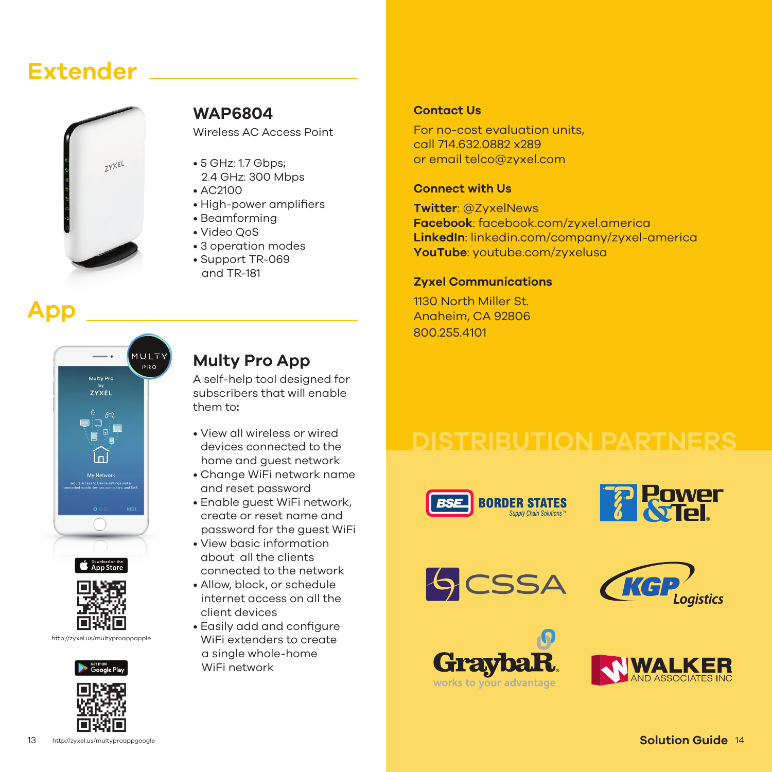# Extender

## WAP6804

Wireless AC Access Point

- 5 GHz: 1.7 Gbps; 2.4 GHz: 300 Mbps
- AC2100
- High-power amplifiers
- Beamforming
- Video QoS
- 3 operation modes
- Support TR-069 and TR-181

# App

## Multy Pro App

A self-help tool designed for subscribers that will enable them to:

- View all wireless or wired devices connected to the home and guest network
- Change WiFi network name and reset password
- Enable guest WiFi network, create or reset name and password for the guest WiFi
- View basic information about all the clients connected to the network
- Allow, block, or schedule internet access on all the client devices
- Easily add and configure WiFi extenders to create a single whole-home WiFi network

http://zyxel.us/multyproappapple

http://zyxel.us/multyproappgoogle

### Contact Us

For no-cost evaluation units, call 714.632.0882 x289 or email telco@zyxel.com

### Connect with Us

**Twitter**: @ZyxelNews
**Facebook**: facebook.com/zyxel.america
**LinkedIn**: linkedin.com/company/zyxel-america
**YouTube**: youtube.com/zyxelusa

### Zyxel Communications

1130 North Miller St.
Anaheim, CA 92806
800.255.4101

## DISTRIBUTION PARTNERS

- BSE Border States Supply Chain Solutions
- Power & Tel
- CSSA
- KGP Logistics
- Graybar works to your advantage
- Walker and Associates Inc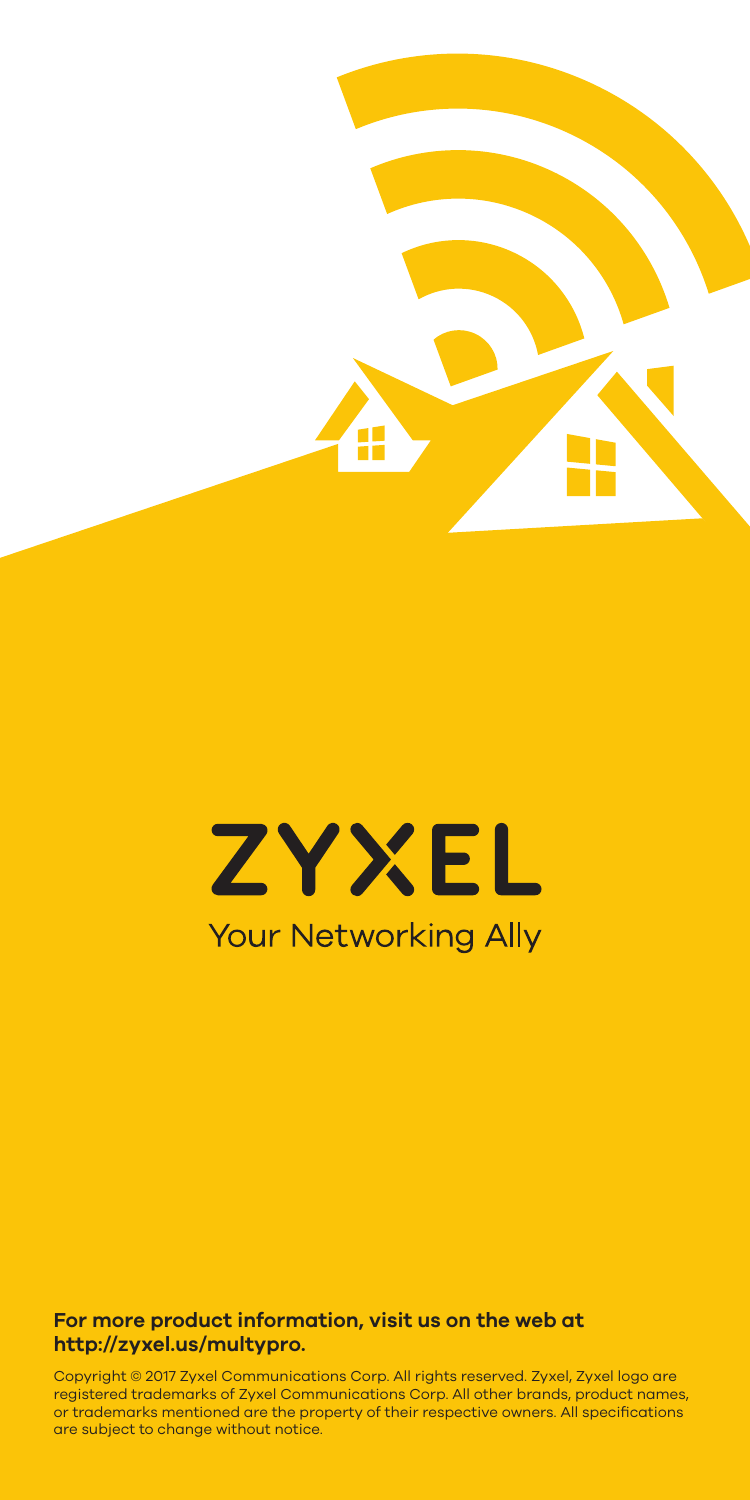ZYXEL

Your Networking Ally

**For more product information, visit us on the web at http://zyxel.us/multypro.**

Copyright © 2017 Zyxel Communications Corp. All rights reserved. Zyxel, Zyxel logo are registered trademarks of Zyxel Communications Corp. All other brands, product names, or trademarks mentioned are the property of their respective owners. All specifications are subject to change without notice.